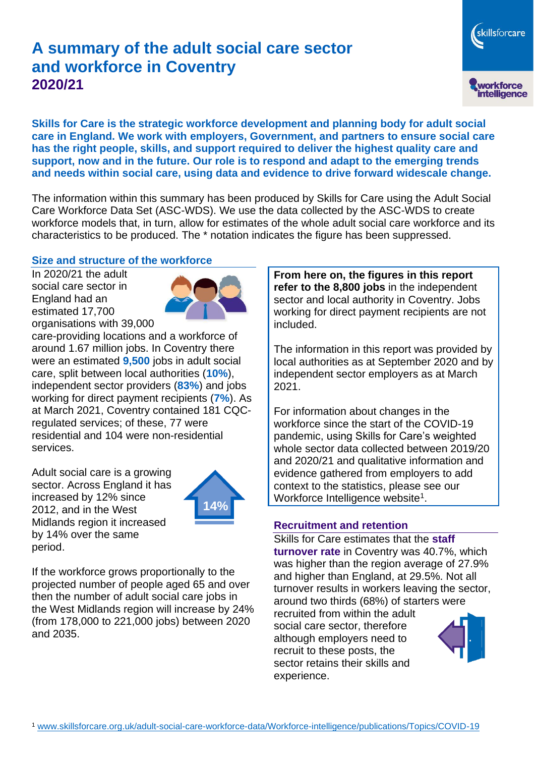# A summary of the adult social care sector and workforce in Coventry
## 2020/21

**Skills for Care is the strategic workforce development and planning body for adult social care in England. We work with employers, Government, and partners to ensure social care has the right people, skills, and support required to deliver the highest quality care and support, now and in the future. Our role is to respond and adapt to the emerging trends and needs within social care, using data and evidence to drive forward widescale change.**

The information within this summary has been produced by Skills for Care using the Adult Social Care Workforce Data Set (ASC-WDS). We use the data collected by the ASC-WDS to create workforce models that, in turn, allow for estimates of the whole adult social care workforce and its characteristics to be produced. The * notation indicates the figure has been suppressed.

### Size and structure of the workforce

In 2020/21 the adult social care sector in England had an estimated 17,700 organisations with 39,000 care-providing locations and a workforce of around 1.67 million jobs. In Coventry there were an estimated **9,500** jobs in adult social care, split between local authorities (**10%**), independent sector providers (**83%**) and jobs working for direct payment recipients (**7%**). As at March 2021, Coventry contained 181 CQC-regulated services; of these, 77 were residential and 104 were non-residential services.

Adult social care is a growing sector. Across England it has increased by 12% since 2012, and in the West Midlands region it increased by 14% over the same period.

14%

If the workforce grows proportionally to the projected number of people aged 65 and over then the number of adult social care jobs in the West Midlands region will increase by 24% (from 178,000 to 221,000 jobs) between 2020 and 2035.

**From here on, the figures in this report refer to the 8,800 jobs** in the independent sector and local authority in Coventry. Jobs working for direct payment recipients are not included.

The information in this report was provided by local authorities as at September 2020 and by independent sector employers as at March 2021.

For information about changes in the workforce since the start of the COVID-19 pandemic, using Skills for Care's weighted whole sector data collected between 2019/20 and 2020/21 and qualitative information and evidence gathered from employers to add context to the statistics, please see our Workforce Intelligence website[1].

### Recruitment and retention

Skills for Care estimates that the **staff turnover rate** in Coventry was 40.7%, which was higher than the region average of 27.9% and higher than England, at 29.5%. Not all turnover results in workers leaving the sector, around two thirds (68%) of starters were recruited from within the adult social care sector, therefore although employers need to recruit to these posts, the sector retains their skills and experience.

[1] www.skillsforcare.org.uk/adult-social-care-workforce-data/Workforce-intelligence/publications/Topics/COVID-19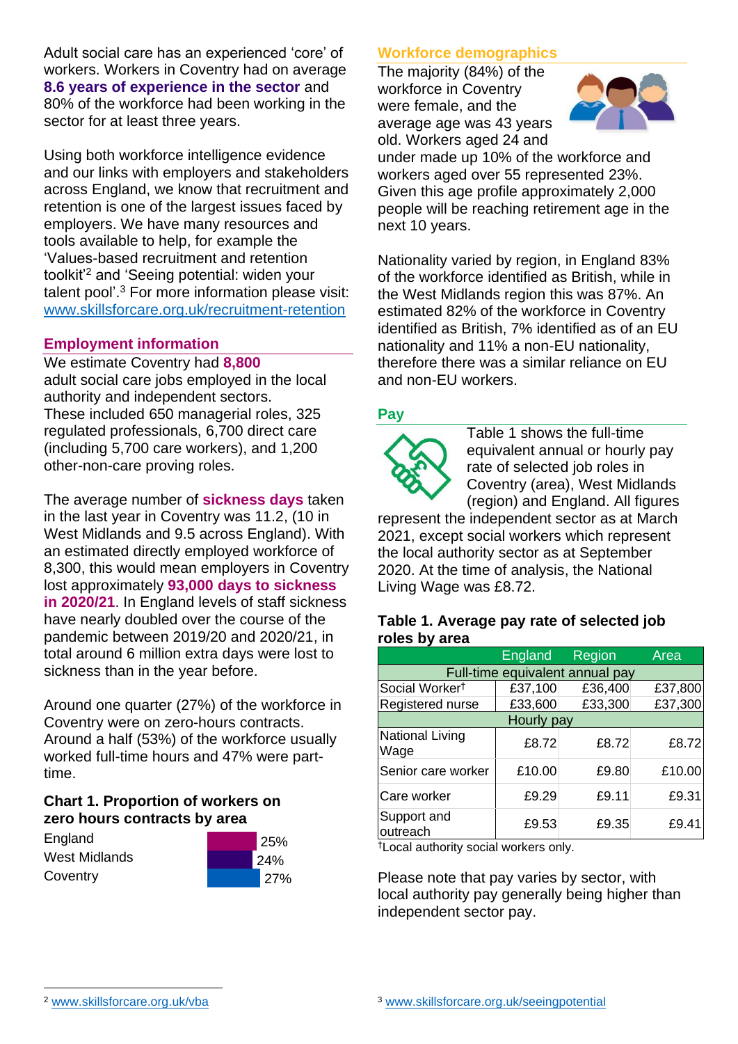Adult social care has an experienced 'core' of workers. Workers in Coventry had on average **8.6 years of experience in the sector** and 80% of the workforce had been working in the sector for at least three years.

Using both workforce intelligence evidence and our links with employers and stakeholders across England, we know that recruitment and retention is one of the largest issues faced by employers. We have many resources and tools available to help, for example the 'Values-based recruitment and retention toolkit'[2] and 'Seeing potential: widen your talent pool'.[3] For more information please visit: www.skillsforcare.org.uk/recruitment-retention

## Employment information

We estimate Coventry had **8,800** adult social care jobs employed in the local authority and independent sectors. These included 650 managerial roles, 325 regulated professionals, 6,700 direct care (including 5,700 care workers), and 1,200 other-non-care proving roles.

The average number of **sickness days** taken in the last year in Coventry was 11.2, (10 in West Midlands and 9.5 across England). With an estimated directly employed workforce of 8,300, this would mean employers in Coventry lost approximately **93,000 days to sickness in 2020/21**. In England levels of staff sickness have nearly doubled over the course of the pandemic between 2019/20 and 2020/21, in total around 6 million extra days were lost to sickness than in the year before.

Around one quarter (27%) of the workforce in Coventry were on zero-hours contracts. Around a half (53%) of the workforce usually worked full-time hours and 47% were part-time.

### Chart 1. Proportion of workers on zero hours contracts by area

| Area | Proportion |
|---|---|
| England | 25% |
| West Midlands | 24% |
| Coventry | 27% |

## Workforce demographics

The majority (84%) of the workforce in Coventry were female, and the average age was 43 years old. Workers aged 24 and under made up 10% of the workforce and workers aged over 55 represented 23%. Given this age profile approximately 2,000 people will be reaching retirement age in the next 10 years.

Nationality varied by region, in England 83% of the workforce identified as British, while in the West Midlands region this was 87%. An estimated 82% of the workforce in Coventry identified as British, 7% identified as of an EU nationality and 11% a non-EU nationality, therefore there was a similar reliance on EU and non-EU workers.

## Pay

Table 1 shows the full-time equivalent annual or hourly pay rate of selected job roles in Coventry (area), West Midlands (region) and England. All figures represent the independent sector as at March 2021, except social workers which represent the local authority sector as at September 2020. At the time of analysis, the National Living Wage was £8.72.

### Table 1. Average pay rate of selected job roles by area

| | England | Region | Area |
|---|---|---|---|
| **Full-time equivalent annual pay** | | | |
| Social Worker† | £37,100 | £36,400 | £37,800 |
| Registered nurse | £33,600 | £33,300 | £37,300 |
| **Hourly pay** | | | |
| National Living Wage | £8.72 | £8.72 | £8.72 |
| Senior care worker | £10.00 | £9.80 | £10.00 |
| Care worker | £9.29 | £9.11 | £9.31 |
| Support and outreach | £9.53 | £9.35 | £9.41 |

†Local authority social workers only.

Please note that pay varies by sector, with local authority pay generally being higher than independent sector pay.

[2] www.skillsforcare.org.uk/vba

[3] www.skillsforcare.org.uk/seeingpotential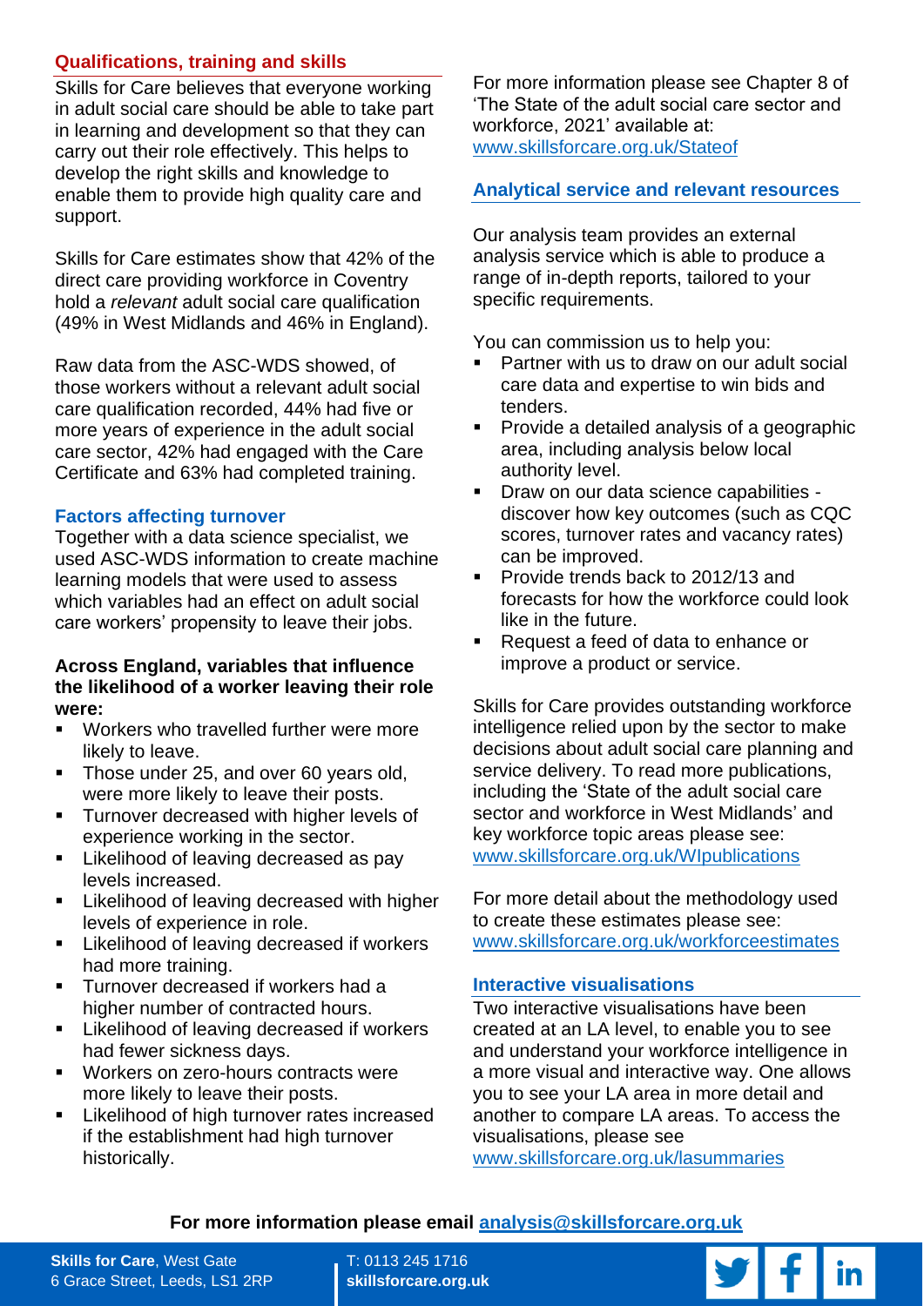## Qualifications, training and skills

Skills for Care believes that everyone working in adult social care should be able to take part in learning and development so that they can carry out their role effectively. This helps to develop the right skills and knowledge to enable them to provide high quality care and support.

Skills for Care estimates show that 42% of the direct care providing workforce in Coventry hold a *relevant* adult social care qualification (49% in West Midlands and 46% in England).

Raw data from the ASC-WDS showed, of those workers without a relevant adult social care qualification recorded, 44% had five or more years of experience in the adult social care sector, 42% had engaged with the Care Certificate and 63% had completed training.

## Factors affecting turnover

Together with a data science specialist, we used ASC-WDS information to create machine learning models that were used to assess which variables had an effect on adult social care workers' propensity to leave their jobs.

**Across England, variables that influence the likelihood of a worker leaving their role were:**

- Workers who travelled further were more likely to leave.
- Those under 25, and over 60 years old, were more likely to leave their posts.
- Turnover decreased with higher levels of experience working in the sector.
- Likelihood of leaving decreased as pay levels increased.
- Likelihood of leaving decreased with higher levels of experience in role.
- Likelihood of leaving decreased if workers had more training.
- Turnover decreased if workers had a higher number of contracted hours.
- Likelihood of leaving decreased if workers had fewer sickness days.
- Workers on zero-hours contracts were more likely to leave their posts.
- Likelihood of high turnover rates increased if the establishment had high turnover historically.

For more information please see Chapter 8 of 'The State of the adult social care sector and workforce, 2021' available at: www.skillsforcare.org.uk/Stateof

## Analytical service and relevant resources

Our analysis team provides an external analysis service which is able to produce a range of in-depth reports, tailored to your specific requirements.

You can commission us to help you:

- Partner with us to draw on our adult social care data and expertise to win bids and tenders.
- Provide a detailed analysis of a geographic area, including analysis below local authority level.
- Draw on our data science capabilities - discover how key outcomes (such as CQC scores, turnover rates and vacancy rates) can be improved.
- Provide trends back to 2012/13 and forecasts for how the workforce could look like in the future.
- Request a feed of data to enhance or improve a product or service.

Skills for Care provides outstanding workforce intelligence relied upon by the sector to make decisions about adult social care planning and service delivery. To read more publications, including the 'State of the adult social care sector and workforce in West Midlands' and key workforce topic areas please see: www.skillsforcare.org.uk/WIpublications

For more detail about the methodology used to create these estimates please see: www.skillsforcare.org.uk/workforceestimates

## Interactive visualisations

Two interactive visualisations have been created at an LA level, to enable you to see and understand your workforce intelligence in a more visual and interactive way. One allows you to see your LA area in more detail and another to compare LA areas. To access the visualisations, please see www.skillsforcare.org.uk/lasummaries

**For more information please email analysis@skillsforcare.org.uk**

**Skills for Care**, West Gate
6 Grace Street, Leeds, LS1 2RP

T: 0113 245 1716
**skillsforcare.org.uk**